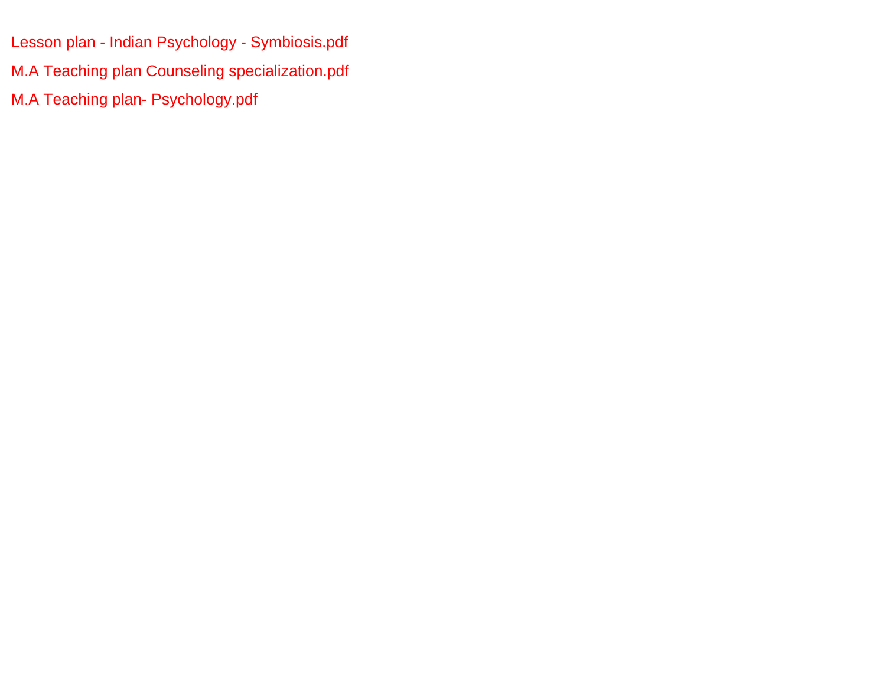Lesson plan - Indian Psychology - Symbiosis.pdf

M.A Teaching plan Counseling specialization.pdf

M.A Teaching plan- Psychology.pdf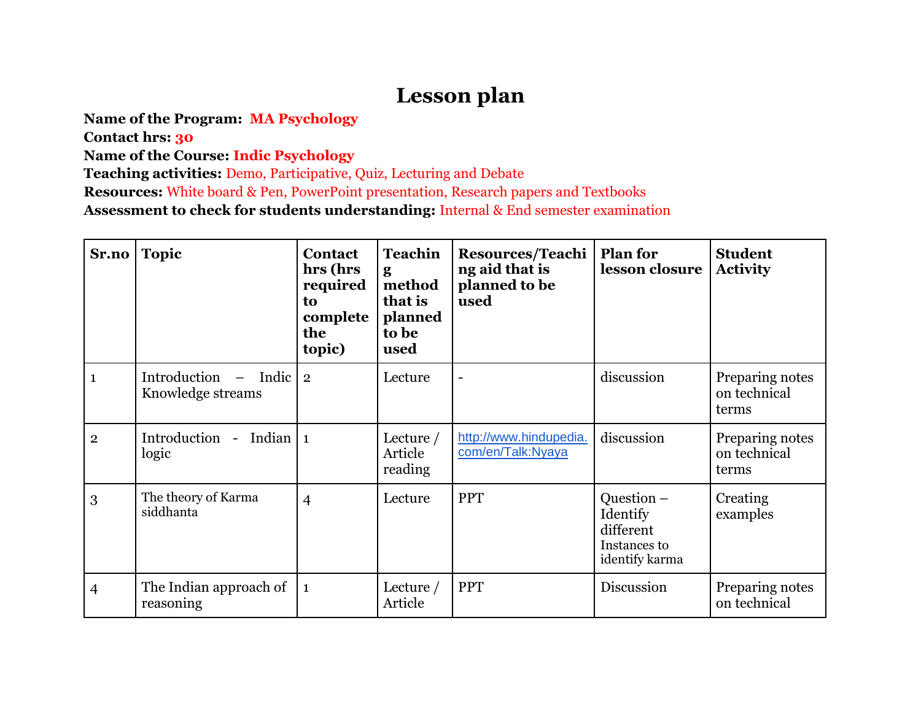# Lesson plan

**Name of the Program:** **MA Psychology**
**Contact hrs:** **30**
**Name of the Course:** **Indic Psychology**
**Teaching activities:** Demo, Participative, Quiz, Lecturing and Debate
**Resources:** White board & Pen, PowerPoint presentation, Research papers and Textbooks
**Assessment to check for students understanding:** Internal & End semester examination

| Sr.no | Topic | Contact hrs (hrs required to complete the topic) | Teaching method that is planned to be used | Resources/Teaching aid that is planned to be used | Plan for lesson closure | Student Activity |
|---|---|---|---|---|---|---|
| 1 | Introduction – Indic Knowledge streams | 2 | Lecture | - | discussion | Preparing notes on technical terms |
| 2 | Introduction - Indian logic | 1 | Lecture / Article reading | http://www.hindupedia.com/en/Talk:Nyaya | discussion | Preparing notes on technical terms |
| 3 | The theory of Karma siddhanta | 4 | Lecture | PPT | Question – Identify different Instances to identify karma | Creating examples |
| 4 | The Indian approach of reasoning | 1 | Lecture / Article | PPT | Discussion | Preparing notes on technical |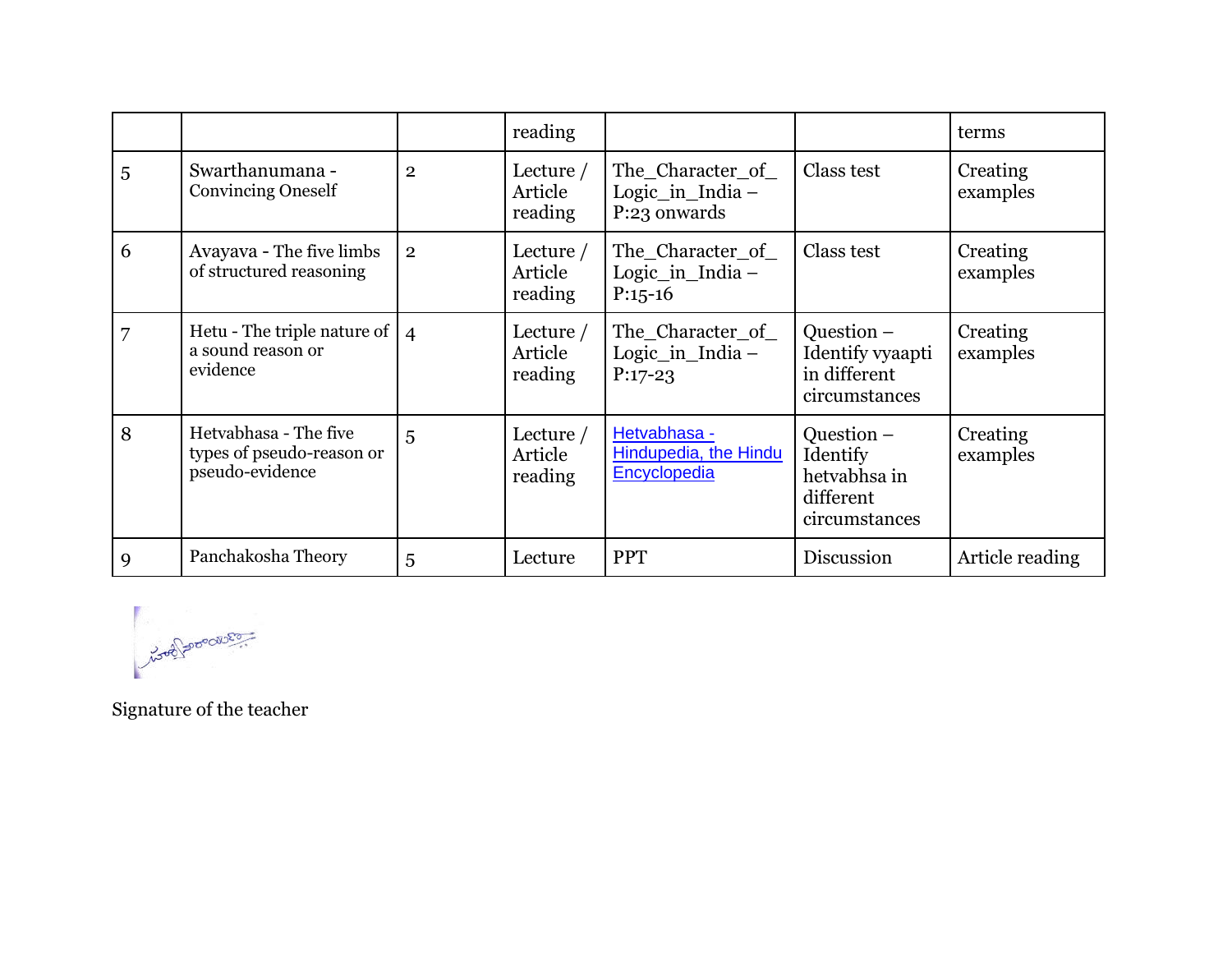| | | | | | | |
|---|---|---|---|---|---|---|
| | | | reading | | | terms |
| 5 | Swarthanumana - Convincing Oneself | 2 | Lecture / Article reading | The_Character_of_Logic_in_India – P:23 onwards | Class test | Creating examples |
| 6 | Avayava - The five limbs of structured reasoning | 2 | Lecture / Article reading | The_Character_of_Logic_in_India – P:15-16 | Class test | Creating examples |
| 7 | Hetu - The triple nature of a sound reason or evidence | 4 | Lecture / Article reading | The_Character_of_Logic_in_India – P:17-23 | Question – Identify vyaapti in different circumstances | Creating examples |
| 8 | Hetvabhasa - The five types of pseudo-reason or pseudo-evidence | 5 | Lecture / Article reading | Hetvabhasa - Hindupedia, the Hindu Encyclopedia | Question – Identify hetvabhsa in different circumstances | Creating examples |
| 9 | Panchakosha Theory | 5 | Lecture | PPT | Discussion | Article reading |

Signature of the teacher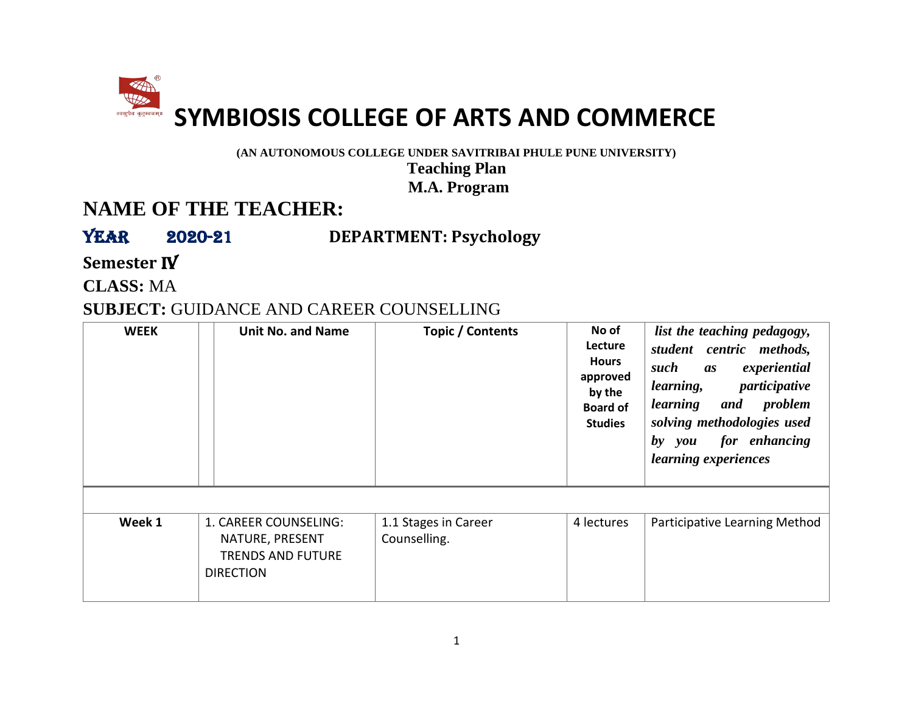# SYMBIOSIS COLLEGE OF ARTS AND COMMERCE

**(AN AUTONOMOUS COLLEGE UNDER SAVITRIBAI PHULE PUNE UNIVERSITY)**

**Teaching Plan**

**M.A. Program**

## NAME OF THE TEACHER:

**YEAR 2020-21** **DEPARTMENT: Psychology**

**Semester IV**

**CLASS:** MA

**SUBJECT:** GUIDANCE AND CAREER COUNSELLING

| WEEK | Unit No. and Name | Topic / Contents | No of Lecture Hours approved by the Board of Studies | *list the teaching pedagogy, student centric methods, such as experiential learning, participative learning and problem solving methodologies used by you for enhancing learning experiences* |
|---|---|---|---|---|
| | | | | |
| **Week 1** | 1. CAREER COUNSELING: NATURE, PRESENT TRENDS AND FUTURE DIRECTION | 1.1 Stages in Career Counselling. | 4 lectures | Participative Learning Method |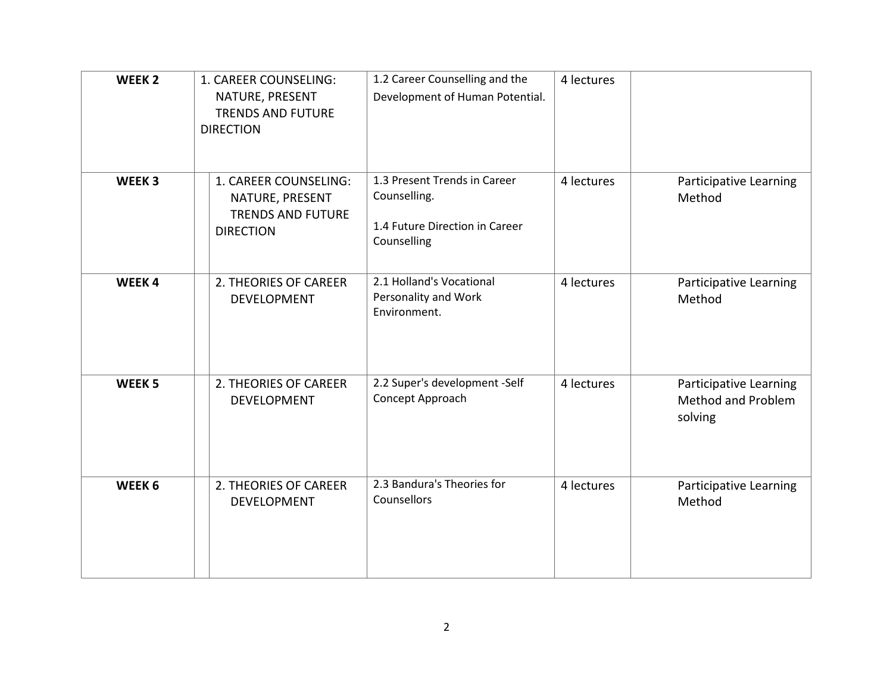| WEEK 2 | 1. CAREER COUNSELING: NATURE, PRESENT TRENDS AND FUTURE DIRECTION | 1.2 Career Counselling and the Development of Human Potential. | 4 lectures | |
|---|---|---|---|---|
| **WEEK 3** | 1. CAREER COUNSELING: NATURE, PRESENT TRENDS AND FUTURE DIRECTION | 1.3 Present Trends in Career Counselling.<br><br>1.4 Future Direction in Career Counselling | 4 lectures | Participative Learning Method |
| **WEEK 4** | 2. THEORIES OF CAREER DEVELOPMENT | 2.1 Holland's Vocational Personality and Work Environment. | 4 lectures | Participative Learning Method |
| **WEEK 5** | 2. THEORIES OF CAREER DEVELOPMENT | 2.2 Super's development -Self Concept Approach | 4 lectures | Participative Learning Method and Problem solving |
| **WEEK 6** | 2. THEORIES OF CAREER DEVELOPMENT | 2.3 Bandura's Theories for Counsellors | 4 lectures | Participative Learning Method |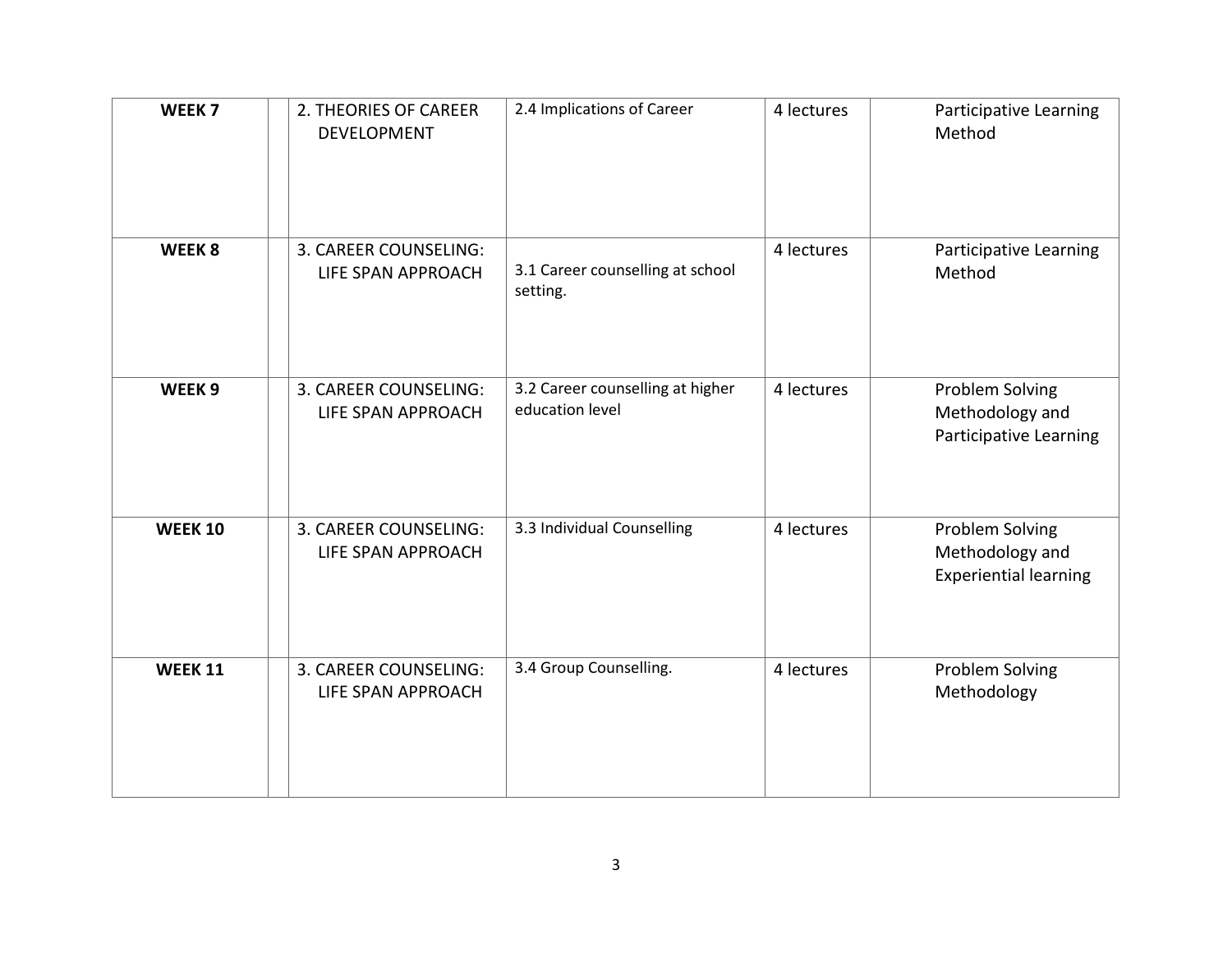| WEEK 7 | | 2. THEORIES OF CAREER DEVELOPMENT | 2.4 Implications of Career | 4 lectures | Participative Learning Method |
|---|---|---|---|---|---|
| WEEK 8 | | 3. CAREER COUNSELING: LIFE SPAN APPROACH | 3.1 Career counselling at school setting. | 4 lectures | Participative Learning Method |
| WEEK 9 | | 3. CAREER COUNSELING: LIFE SPAN APPROACH | 3.2 Career counselling at higher education level | 4 lectures | Problem Solving Methodology and Participative Learning |
| WEEK 10 | | 3. CAREER COUNSELING: LIFE SPAN APPROACH | 3.3 Individual Counselling | 4 lectures | Problem Solving Methodology and Experiential learning |
| WEEK 11 | | 3. CAREER COUNSELING: LIFE SPAN APPROACH | 3.4 Group Counselling. | 4 lectures | Problem Solving Methodology |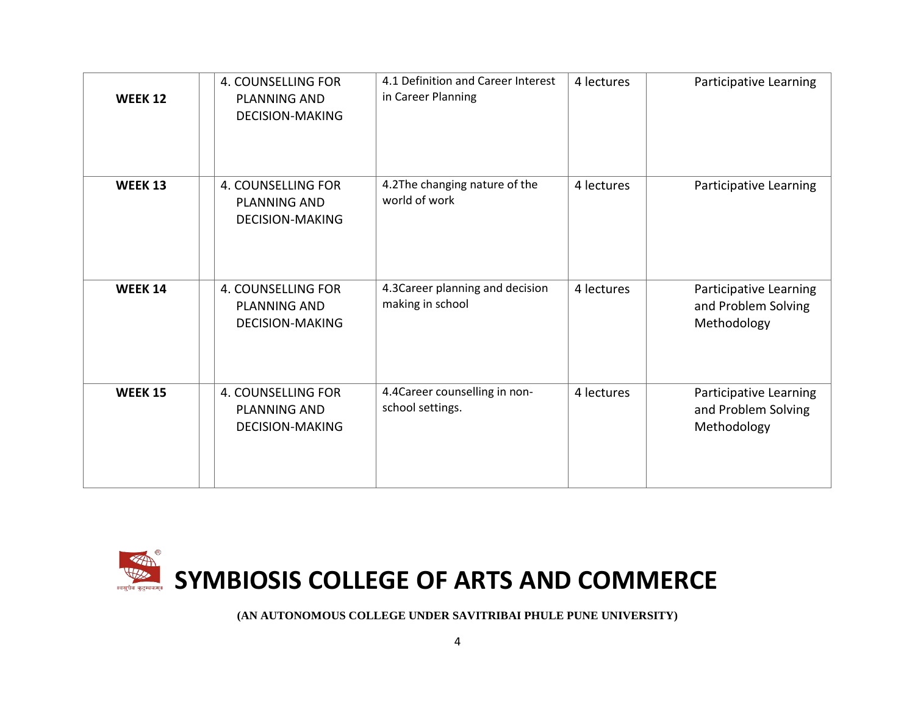| WEEK 12 | | 4. COUNSELLING FOR PLANNING AND DECISION-MAKING | 4.1 Definition and Career Interest in Career Planning | 4 lectures | Participative Learning |
|---|---|---|---|---|---|
| WEEK 13 | | 4. COUNSELLING FOR PLANNING AND DECISION-MAKING | 4.2The changing nature of the world of work | 4 lectures | Participative Learning |
| WEEK 14 | | 4. COUNSELLING FOR PLANNING AND DECISION-MAKING | 4.3Career planning and decision making in school | 4 lectures | Participative Learning and Problem Solving Methodology |
| WEEK 15 | | 4. COUNSELLING FOR PLANNING AND DECISION-MAKING | 4.4Career counselling in non-school settings. | 4 lectures | Participative Learning and Problem Solving Methodology |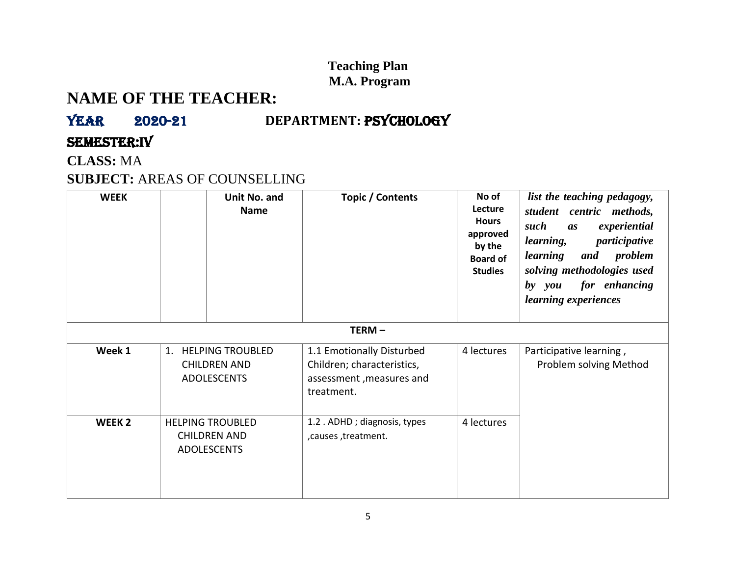**Teaching Plan**
**M.A. Program**

# NAME OF THE TEACHER:

**YEAR 2020-21** **DEPARTMENT: PSYCHOLOGY**

**SEMESTER:IV**

**CLASS:** MA

**SUBJECT:** AREAS OF COUNSELLING

| WEEK | Unit No. and Name | Topic / Contents | No of Lecture Hours approved by the Board of Studies | *list the teaching pedagogy, student centric methods, such as experiential learning, participative learning and problem solving methodologies used by you for enhancing learning experiences* |
|---|---|---|---|---|
| | | **TERM –** | | |
| **Week 1** | 1. HELPING TROUBLED CHILDREN AND ADOLESCENTS | 1.1 Emotionally Disturbed Children; characteristics, assessment ,measures and treatment. | 4 lectures | Participative learning , Problem solving Method |
| **WEEK 2** | HELPING TROUBLED CHILDREN AND ADOLESCENTS | 1.2 . ADHD ; diagnosis, types ,causes ,treatment. | 4 lectures | |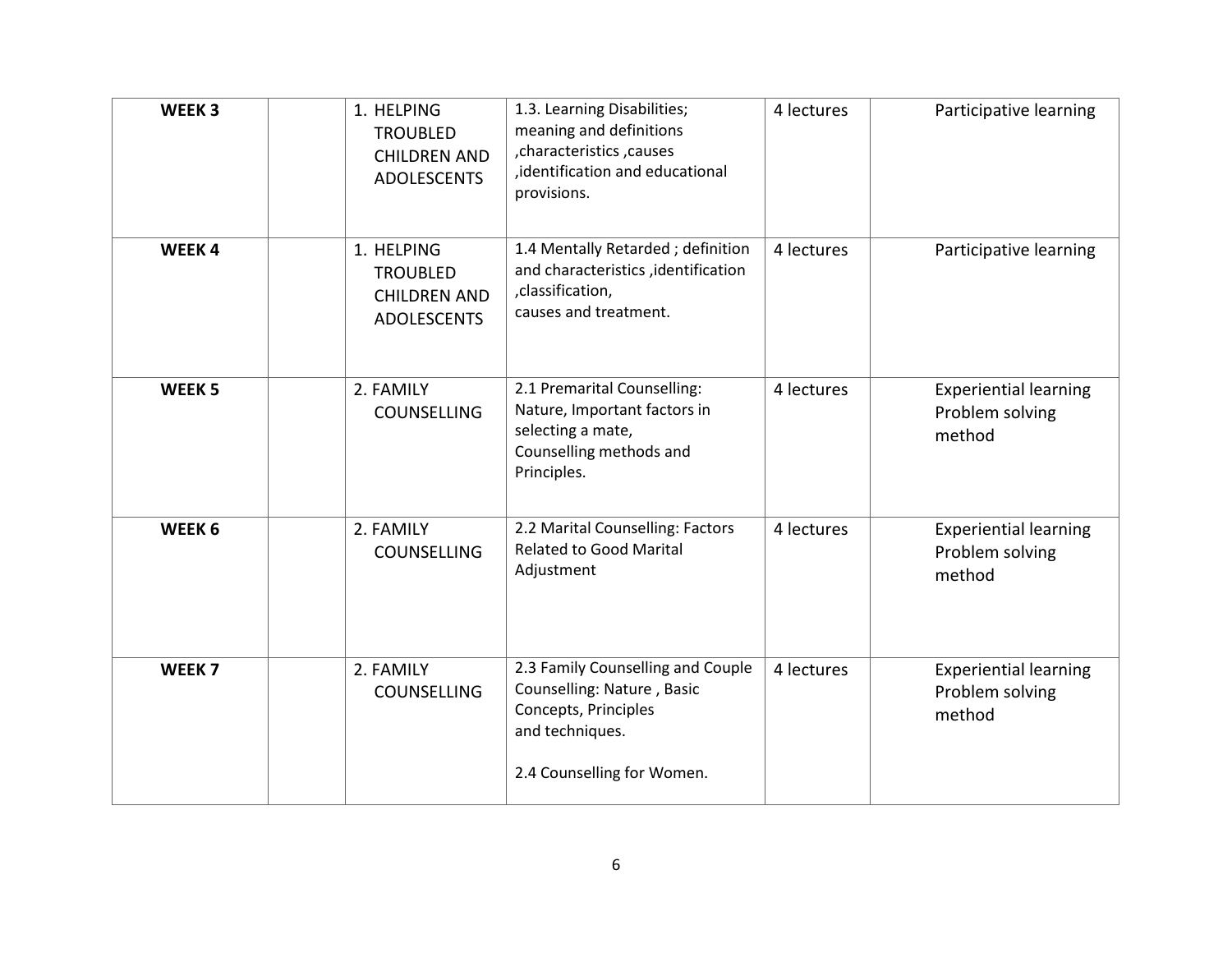| WEEK 3 | | 1. HELPING TROUBLED CHILDREN AND ADOLESCENTS | 1.3. Learning Disabilities; meaning and definitions ,characteristics ,causes ,identification and educational provisions. | 4 lectures | Participative learning |
|---|---|---|---|---|---|
| WEEK 4 | | 1. HELPING TROUBLED CHILDREN AND ADOLESCENTS | 1.4 Mentally Retarded ; definition and characteristics ,identification ,classification, causes and treatment. | 4 lectures | Participative learning |
| WEEK 5 | | 2. FAMILY COUNSELLING | 2.1 Premarital Counselling: Nature, Important factors in selecting a mate, Counselling methods and Principles. | 4 lectures | Experiential learning Problem solving method |
| WEEK 6 | | 2. FAMILY COUNSELLING | 2.2 Marital Counselling: Factors Related to Good Marital Adjustment | 4 lectures | Experiential learning Problem solving method |
| WEEK 7 | | 2. FAMILY COUNSELLING | 2.3 Family Counselling and Couple Counselling: Nature , Basic Concepts, Principles and techniques.<br><br>2.4 Counselling for Women. | 4 lectures | Experiential learning Problem solving method |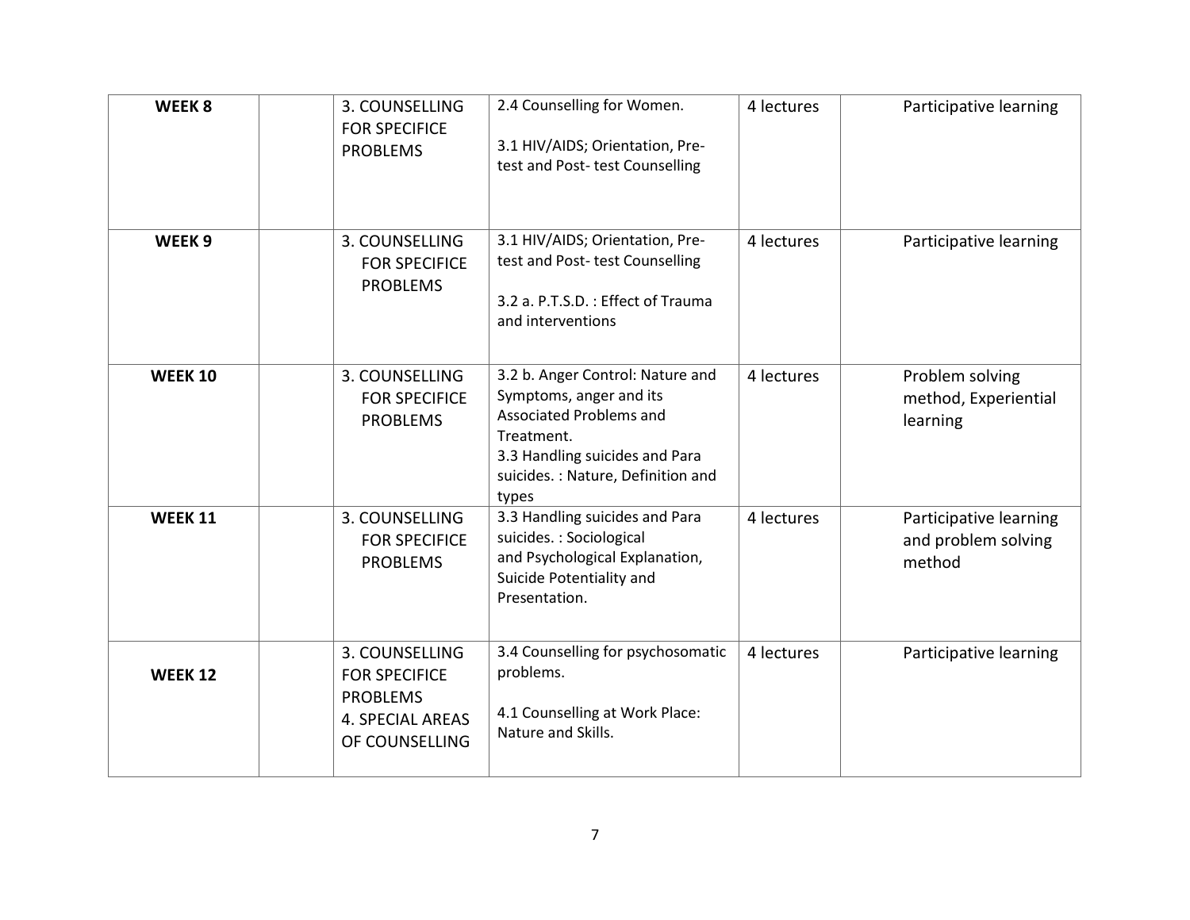| WEEK 8 | | 3. COUNSELLING FOR SPECIFICE PROBLEMS | 2.4 Counselling for Women.<br><br>3.1 HIV/AIDS; Orientation, Pre-test and Post- test Counselling | 4 lectures | Participative learning |
|---|---|---|---|---|---|
| WEEK 9 | | 3. COUNSELLING FOR SPECIFICE PROBLEMS | 3.1 HIV/AIDS; Orientation, Pre-test and Post- test Counselling<br><br>3.2 a. P.T.S.D. : Effect of Trauma and interventions | 4 lectures | Participative learning |
| WEEK 10 | | 3. COUNSELLING FOR SPECIFICE PROBLEMS | 3.2 b. Anger Control: Nature and Symptoms, anger and its Associated Problems and Treatment.<br>3.3 Handling suicides and Para suicides. : Nature, Definition and types | 4 lectures | Problem solving method, Experiential learning |
| WEEK 11 | | 3. COUNSELLING FOR SPECIFICE PROBLEMS | 3.3 Handling suicides and Para suicides. : Sociological and Psychological Explanation, Suicide Potentiality and Presentation. | 4 lectures | Participative learning and problem solving method |
| WEEK 12 | | 3. COUNSELLING FOR SPECIFICE PROBLEMS<br>4. SPECIAL AREAS OF COUNSELLING | 3.4 Counselling for psychosomatic problems.<br><br>4.1 Counselling at Work Place: Nature and Skills. | 4 lectures | Participative learning |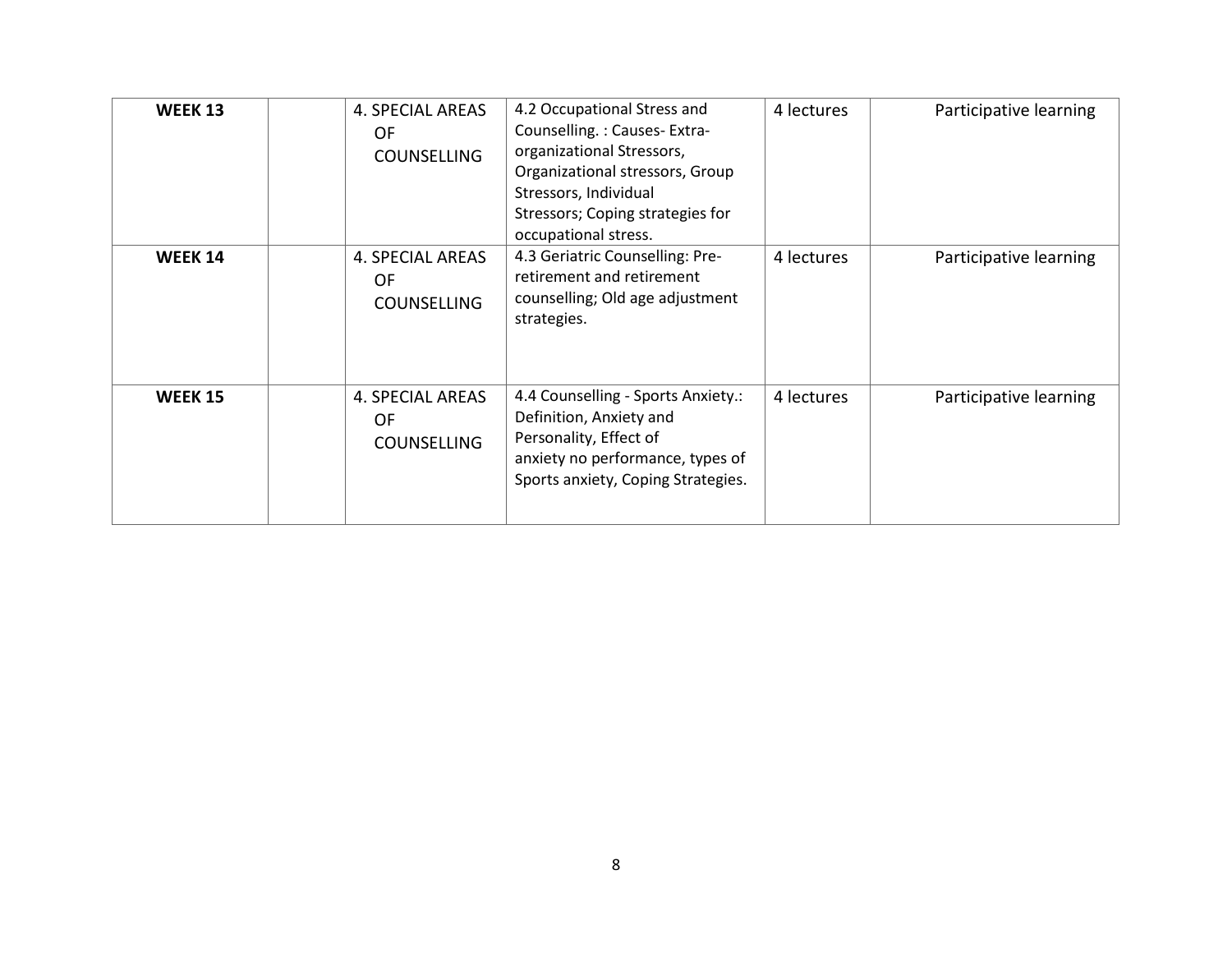| | | | | | |
|---|---|---|---|---|---|
| **WEEK 13** | | 4. SPECIAL AREAS OF COUNSELLING | 4.2 Occupational Stress and Counselling. : Causes- Extra-organizational Stressors, Organizational stressors, Group Stressors, Individual Stressors; Coping strategies for occupational stress. | 4 lectures | Participative learning |
| **WEEK 14** | | 4. SPECIAL AREAS OF COUNSELLING | 4.3 Geriatric Counselling: Pre-retirement and retirement counselling; Old age adjustment strategies. | 4 lectures | Participative learning |
| **WEEK 15** | | 4. SPECIAL AREAS OF COUNSELLING | 4.4 Counselling - Sports Anxiety.: Definition, Anxiety and Personality, Effect of anxiety no performance, types of Sports anxiety, Coping Strategies. | 4 lectures | Participative learning |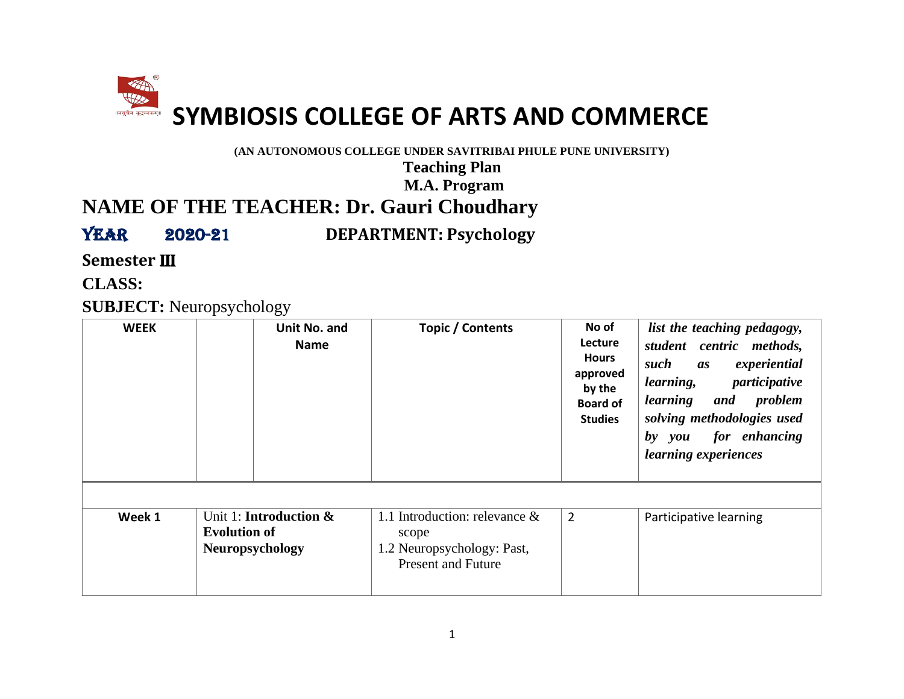# SYMBIOSIS COLLEGE OF ARTS AND COMMERCE

**(AN AUTONOMOUS COLLEGE UNDER SAVITRIBAI PHULE PUNE UNIVERSITY)**

**Teaching Plan**

**M.A. Program**

## NAME OF THE TEACHER: Dr. Gauri Choudhary

**YEAR 2020-21** **DEPARTMENT: Psychology**

**Semester III**

**CLASS:**

**SUBJECT:** Neuropsychology

| WEEK | | Unit No. and Name | Topic / Contents | No of Lecture Hours approved by the Board of Studies | *list the teaching pedagogy, student centric methods, such as experiential learning, participative learning and problem solving methodologies used by you for enhancing learning experiences* |
|---|---|---|---|---|---|
| | | | | | |
| **Week 1** | Unit 1: **Introduction & Evolution of Neuropsychology** | | 1.1 Introduction: relevance & scope<br>1.2 Neuropsychology: Past, Present and Future | 2 | Participative learning |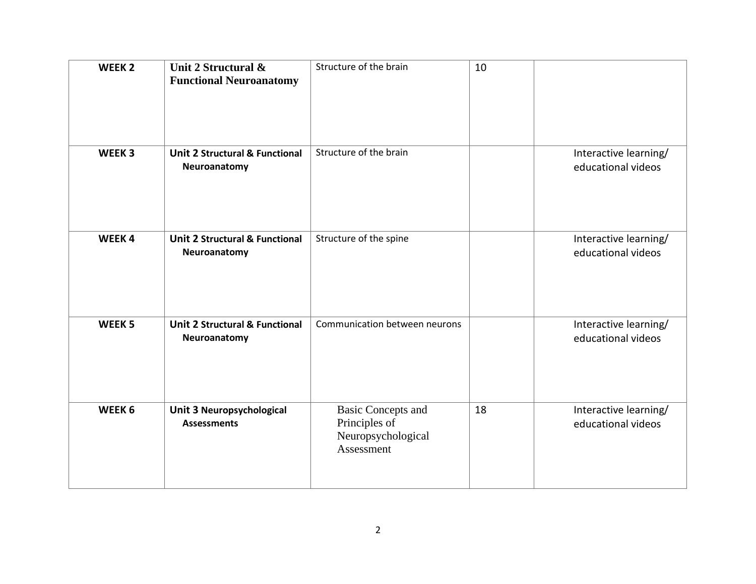| WEEK 2 | **Unit 2 Structural & Functional Neuroanatomy** | Structure of the brain | 10 | |
|---|---|---|---|---|
| **WEEK 3** | **Unit 2 Structural & Functional Neuroanatomy** | Structure of the brain | | Interactive learning/ educational videos |
| **WEEK 4** | **Unit 2 Structural & Functional Neuroanatomy** | Structure of the spine | | Interactive learning/ educational videos |
| **WEEK 5** | **Unit 2 Structural & Functional Neuroanatomy** | Communication between neurons | | Interactive learning/ educational videos |
| **WEEK 6** | **Unit 3 Neuropsychological Assessments** | Basic Concepts and Principles of Neuropsychological Assessment | 18 | Interactive learning/ educational videos |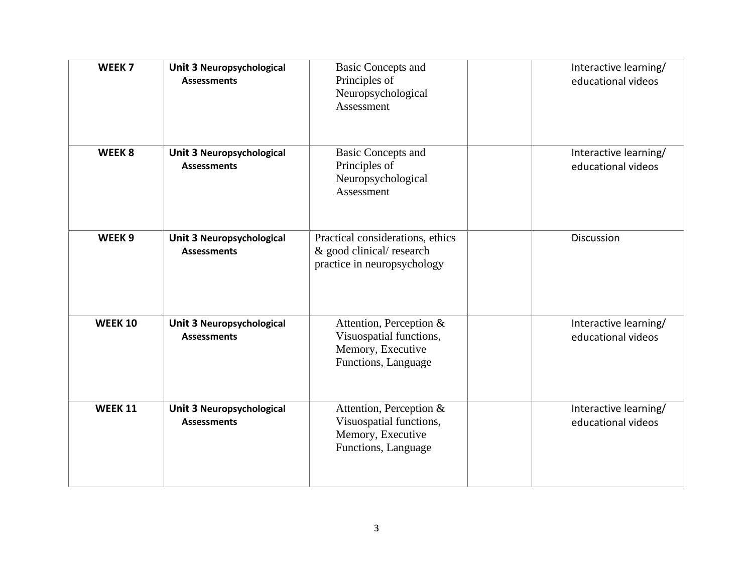| WEEK 7 | Unit 3 Neuropsychological Assessments | Basic Concepts and Principles of Neuropsychological Assessment | | Interactive learning/ educational videos |
|---|---|---|---|---|
| WEEK 8 | Unit 3 Neuropsychological Assessments | Basic Concepts and Principles of Neuropsychological Assessment | | Interactive learning/ educational videos |
| WEEK 9 | Unit 3 Neuropsychological Assessments | Practical considerations, ethics & good clinical/ research practice in neuropsychology | | Discussion |
| WEEK 10 | Unit 3 Neuropsychological Assessments | Attention, Perception & Visuospatial functions, Memory, Executive Functions, Language | | Interactive learning/ educational videos |
| WEEK 11 | Unit 3 Neuropsychological Assessments | Attention, Perception & Visuospatial functions, Memory, Executive Functions, Language | | Interactive learning/ educational videos |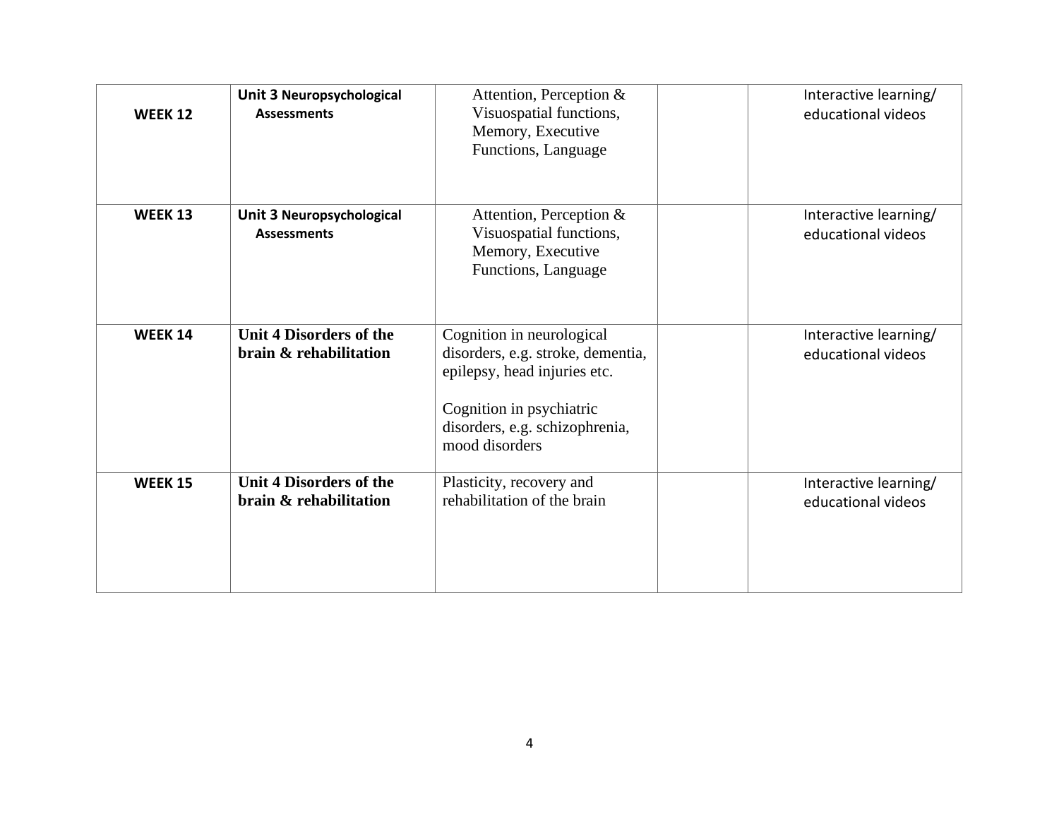| | | | | |
|---|---|---|---|---|
| **WEEK 12** | **Unit 3 Neuropsychological Assessments** | Attention, Perception & Visuospatial functions, Memory, Executive Functions, Language | | Interactive learning/ educational videos |
| **WEEK 13** | **Unit 3 Neuropsychological Assessments** | Attention, Perception & Visuospatial functions, Memory, Executive Functions, Language | | Interactive learning/ educational videos |
| **WEEK 14** | **Unit 4 Disorders of the brain & rehabilitation** | Cognition in neurological disorders, e.g. stroke, dementia, epilepsy, head injuries etc.<br><br>Cognition in psychiatric disorders, e.g. schizophrenia, mood disorders | | Interactive learning/ educational videos |
| **WEEK 15** | **Unit 4 Disorders of the brain & rehabilitation** | Plasticity, recovery and rehabilitation of the brain | | Interactive learning/ educational videos |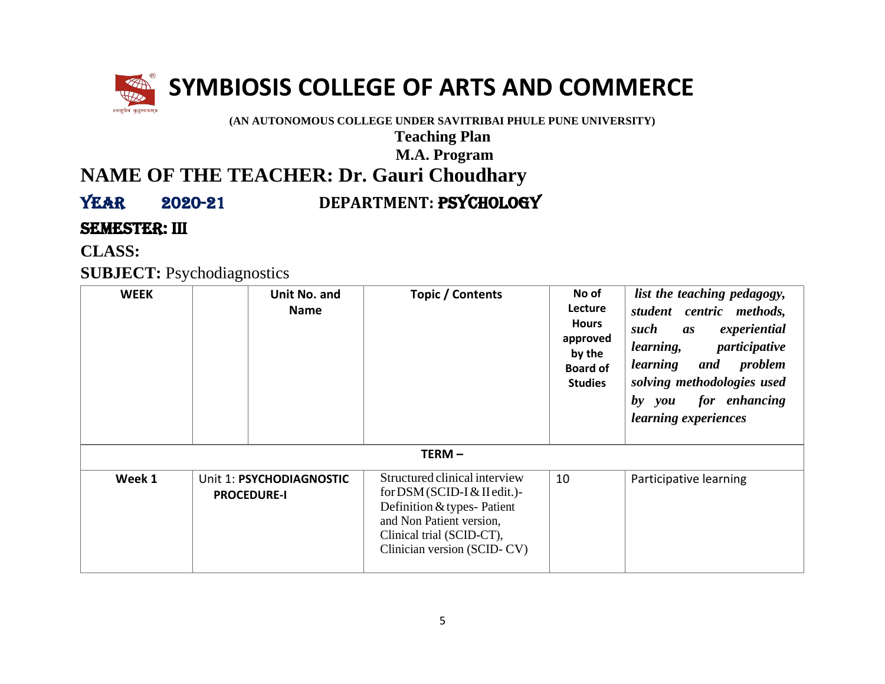# SYMBIOSIS COLLEGE OF ARTS AND COMMERCE

**(AN AUTONOMOUS COLLEGE UNDER SAVITRIBAI PHULE PUNE UNIVERSITY)**

**Teaching Plan**

**M.A. Program**

## NAME OF THE TEACHER: Dr. Gauri Choudhary

**YEAR 2020-21** **DEPARTMENT: PSYCHOLOGY**

**SEMESTER: III**

**CLASS:**

**SUBJECT:** Psychodiagnostics

| WEEK | | Unit No. and Name | Topic / Contents | No of Lecture Hours approved by the Board of Studies | *list the teaching pedagogy, student centric methods, such as experiential learning, participative learning and problem solving methodologies used by you for enhancing learning experiences* |
|---|---|---|---|---|---|
| **TERM –** | | | | | |
| **Week 1** | Unit 1: **PSYCHODIAGNOSTIC PROCEDURE-I** | | Structured clinical interview for DSM (SCID-I & II edit.)- Definition & types- Patient and Non Patient version, Clinical trial (SCID-CT), Clinician version (SCID- CV) | 10 | Participative learning |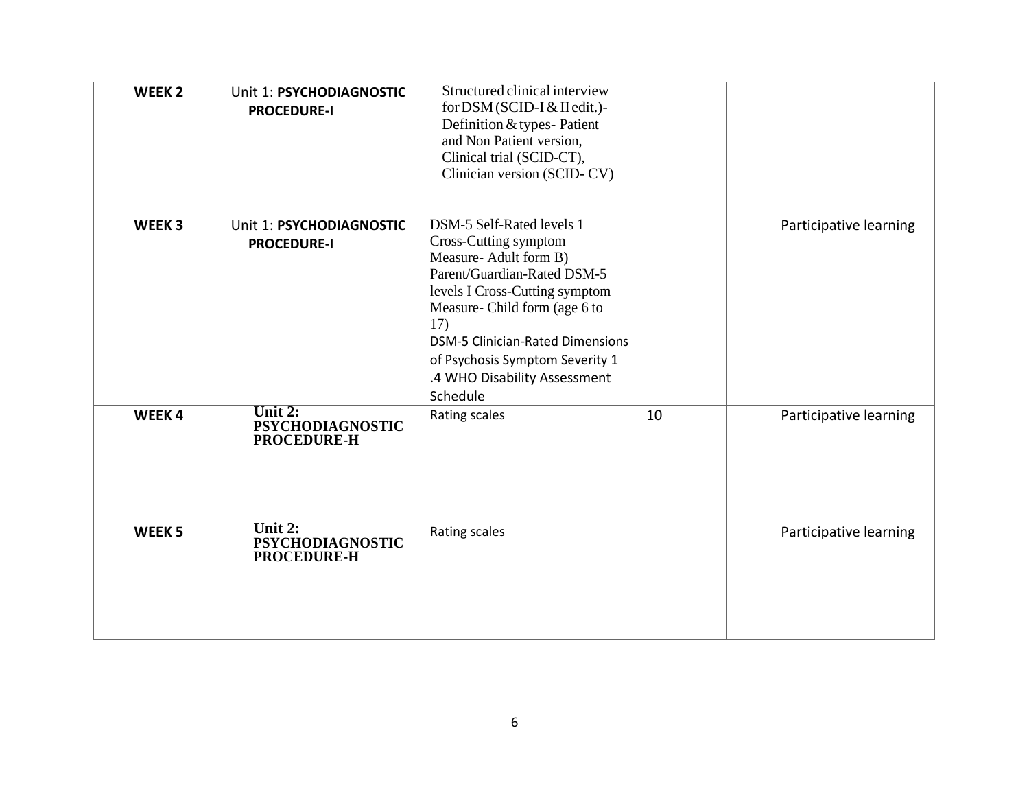| WEEK 2 | Unit 1: **PSYCHODIAGNOSTIC PROCEDURE-I** | Structured clinical interview for DSM (SCID-I & II edit.)- Definition & types- Patient and Non Patient version, Clinical trial (SCID-CT), Clinician version (SCID- CV) | | |
|---|---|---|---|---|
| **WEEK 3** | Unit 1: **PSYCHODIAGNOSTIC PROCEDURE-I** | DSM-5 Self-Rated levels 1 Cross-Cutting symptom Measure- Adult form B) Parent/Guardian-Rated DSM-5 levels I Cross-Cutting symptom Measure- Child form (age 6 to 17) DSM-5 Clinician-Rated Dimensions of Psychosis Symptom Severity 1 .4 WHO Disability Assessment Schedule | | Participative learning |
| **WEEK 4** | **Unit 2: PSYCHODIAGNOSTIC PROCEDURE-II** | Rating scales | 10 | Participative learning |
| **WEEK 5** | **Unit 2: PSYCHODIAGNOSTIC PROCEDURE-II** | Rating scales | | Participative learning |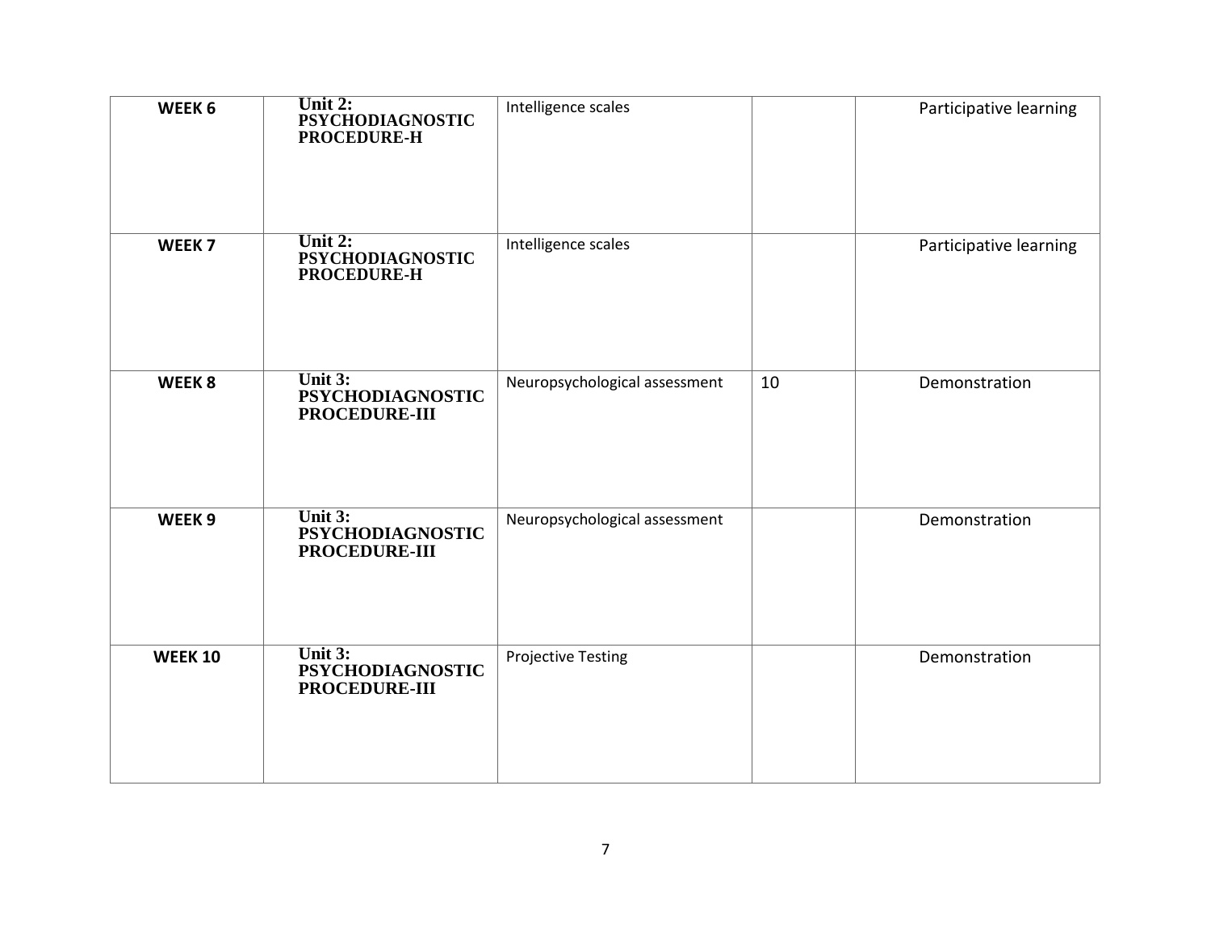| | | | | |
|---|---|---|---|---|
| **WEEK 6** | **Unit 2: PSYCHODIAGNOSTIC PROCEDURE-H** | Intelligence scales | | Participative learning |
| **WEEK 7** | **Unit 2: PSYCHODIAGNOSTIC PROCEDURE-H** | Intelligence scales | | Participative learning |
| **WEEK 8** | **Unit 3: PSYCHODIAGNOSTIC PROCEDURE-III** | Neuropsychological assessment | 10 | Demonstration |
| **WEEK 9** | **Unit 3: PSYCHODIAGNOSTIC PROCEDURE-III** | Neuropsychological assessment | | Demonstration |
| **WEEK 10** | **Unit 3: PSYCHODIAGNOSTIC PROCEDURE-III** | Projective Testing | | Demonstration |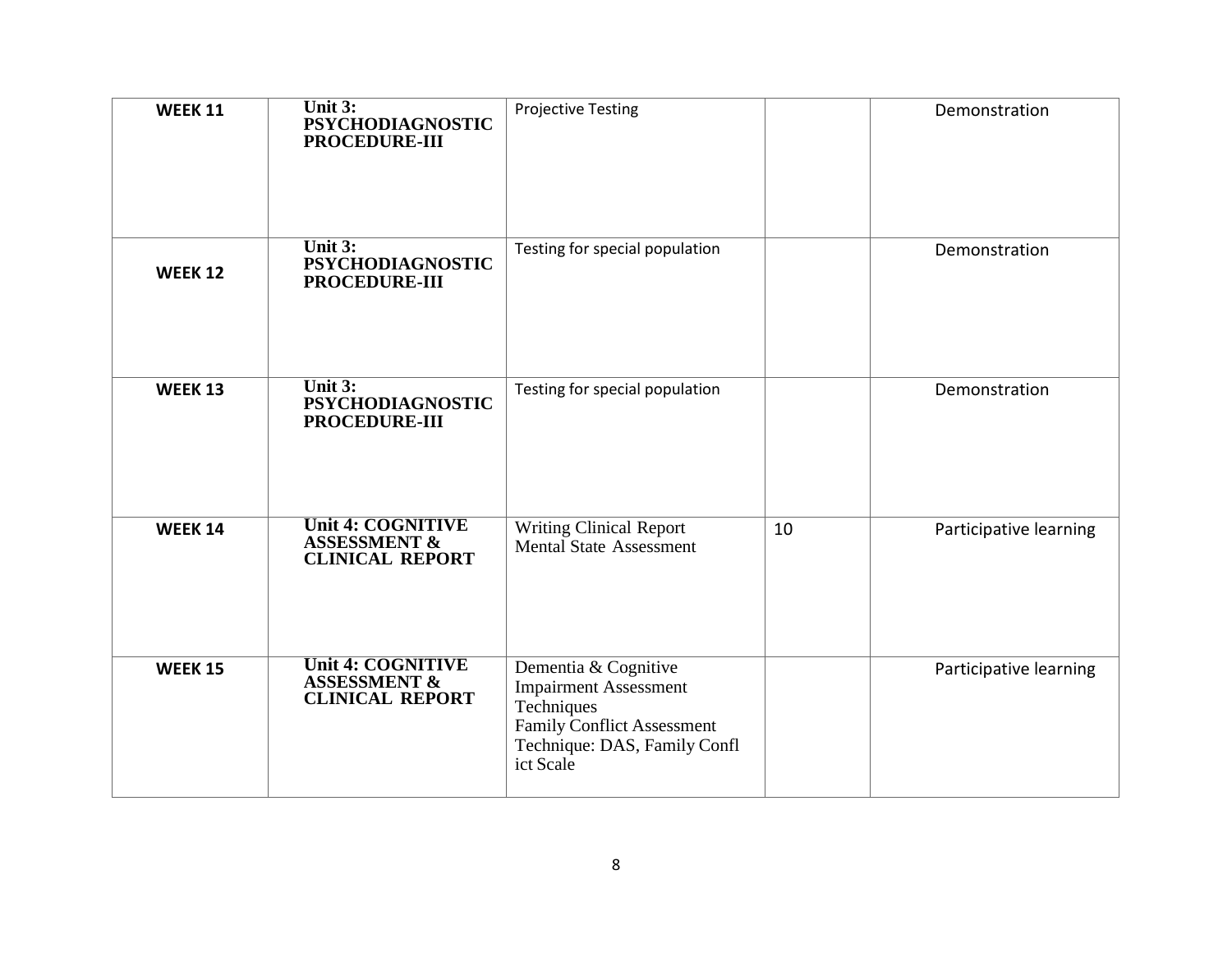| WEEK 11 | Unit 3: PSYCHODIAGNOSTIC PROCEDURE-III | Projective Testing | | Demonstration |
|---|---|---|---|---|
| WEEK 12 | Unit 3: PSYCHODIAGNOSTIC PROCEDURE-III | Testing for special population | | Demonstration |
| WEEK 13 | Unit 3: PSYCHODIAGNOSTIC PROCEDURE-III | Testing for special population | | Demonstration |
| WEEK 14 | Unit 4: COGNITIVE ASSESSMENT & CLINICAL REPORT | Writing Clinical Report<br>Mental State Assessment | 10 | Participative learning |
| WEEK 15 | Unit 4: COGNITIVE ASSESSMENT & CLINICAL REPORT | Dementia & Cognitive Impairment Assessment Techniques<br>Family Conflict Assessment Technique: DAS, Family Confl ict Scale | | Participative learning |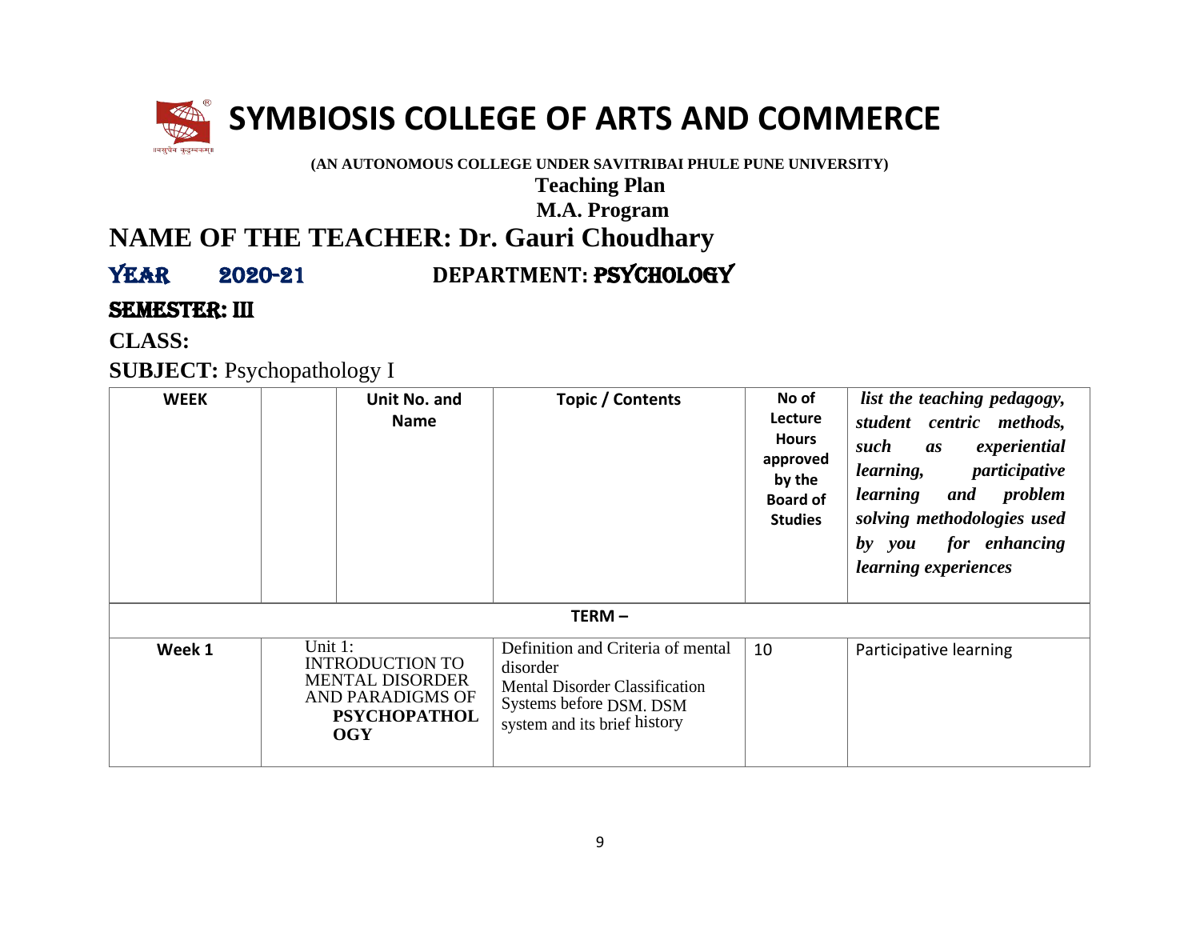# SYMBIOSIS COLLEGE OF ARTS AND COMMERCE

**(AN AUTONOMOUS COLLEGE UNDER SAVITRIBAI PHULE PUNE UNIVERSITY)**

**Teaching Plan**

**M.A. Program**

## NAME OF THE TEACHER: Dr. Gauri Choudhary

**YEAR 2020-21 DEPARTMENT: PSYCHOLOGY**

**SEMESTER: III**

**CLASS:**

**SUBJECT:** Psychopathology I

| WEEK | | Unit No. and Name | Topic / Contents | No of Lecture Hours approved by the Board of Studies | *list the teaching pedagogy, student centric methods, such as experiential learning, participative learning and problem solving methodologies used by you for enhancing learning experiences* |
|---|---|---|---|---|---|
| **TERM –** | | | | | |
| **Week 1** | Unit 1: INTRODUCTION TO MENTAL DISORDER AND PARADIGMS OF **PSYCHOPATHOLOGY** | | Definition and Criteria of mental disorder<br>Mental Disorder Classification Systems before DSM. DSM system and its brief history | 10 | Participative learning |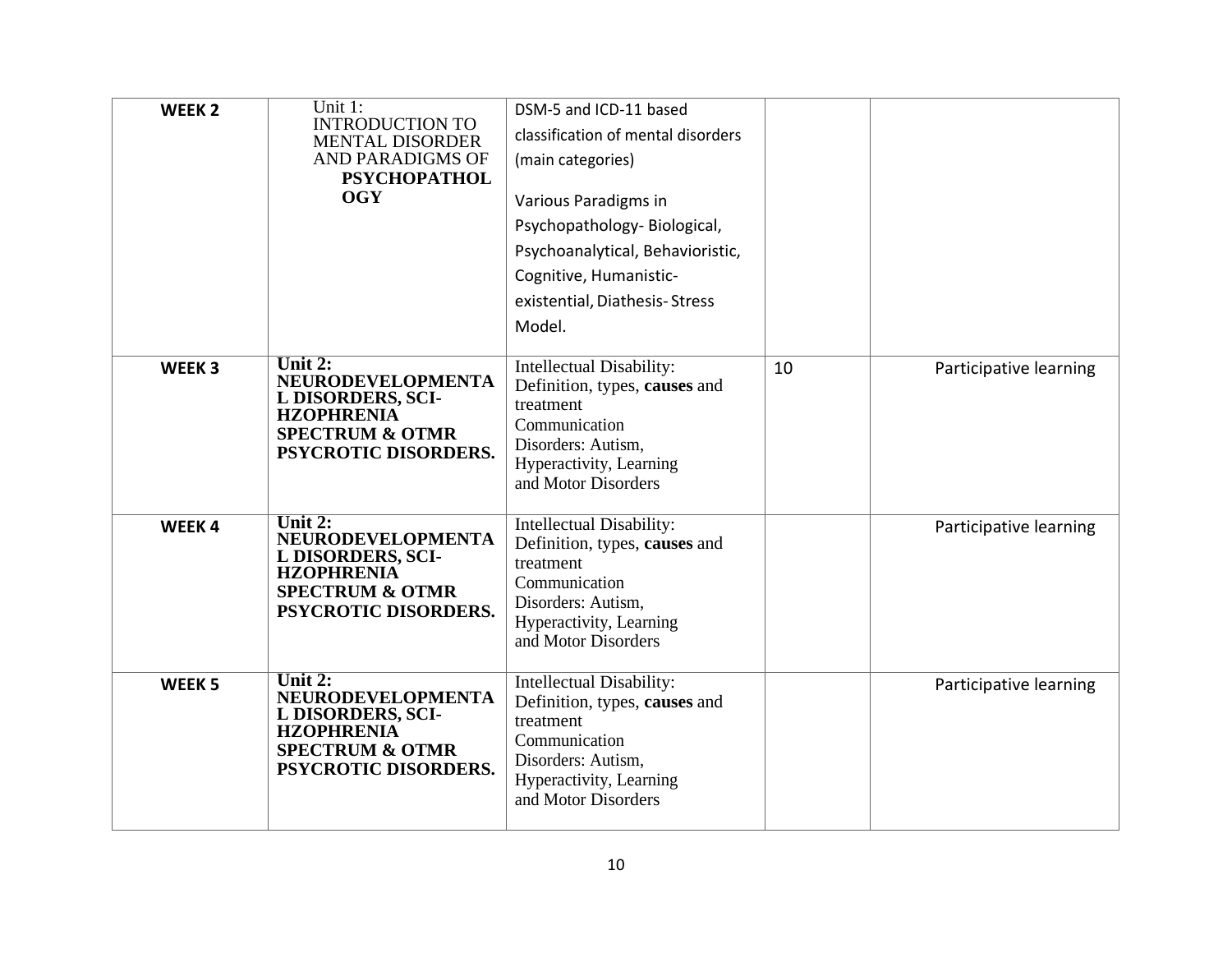| WEEK 2 | Unit 1: INTRODUCTION TO MENTAL DISORDER AND PARADIGMS OF **PSYCHOPATHOLOGY** | DSM-5 and ICD-11 based classification of mental disorders (main categories)<br><br>Various Paradigms in Psychopathology- Biological, Psychoanalytical, Behavioristic, Cognitive, Humanistic-existential, Diathesis- Stress Model. | | |
|---|---|---|---|---|
| WEEK 3 | **Unit 2: NEURODEVELOPMENTAL DISORDERS, SCI-HZOPHRENIA SPECTRUM & OTMR PSYCROTIC DISORDERS.** | Intellectual Disability: Definition, types, **causes** and treatment<br>Communication Disorders: Autism, Hyperactivity, Learning and Motor Disorders | 10 | Participative learning |
| WEEK 4 | **Unit 2: NEURODEVELOPMENTAL DISORDERS, SCI-HZOPHRENIA SPECTRUM & OTMR PSYCROTIC DISORDERS.** | Intellectual Disability: Definition, types, **causes** and treatment<br>Communication Disorders: Autism, Hyperactivity, Learning and Motor Disorders | | Participative learning |
| WEEK 5 | **Unit 2: NEURODEVELOPMENTAL DISORDERS, SCI-HZOPHRENIA SPECTRUM & OTMR PSYCROTIC DISORDERS.** | Intellectual Disability: Definition, types, **causes** and treatment<br>Communication Disorders: Autism, Hyperactivity, Learning and Motor Disorders | | Participative learning |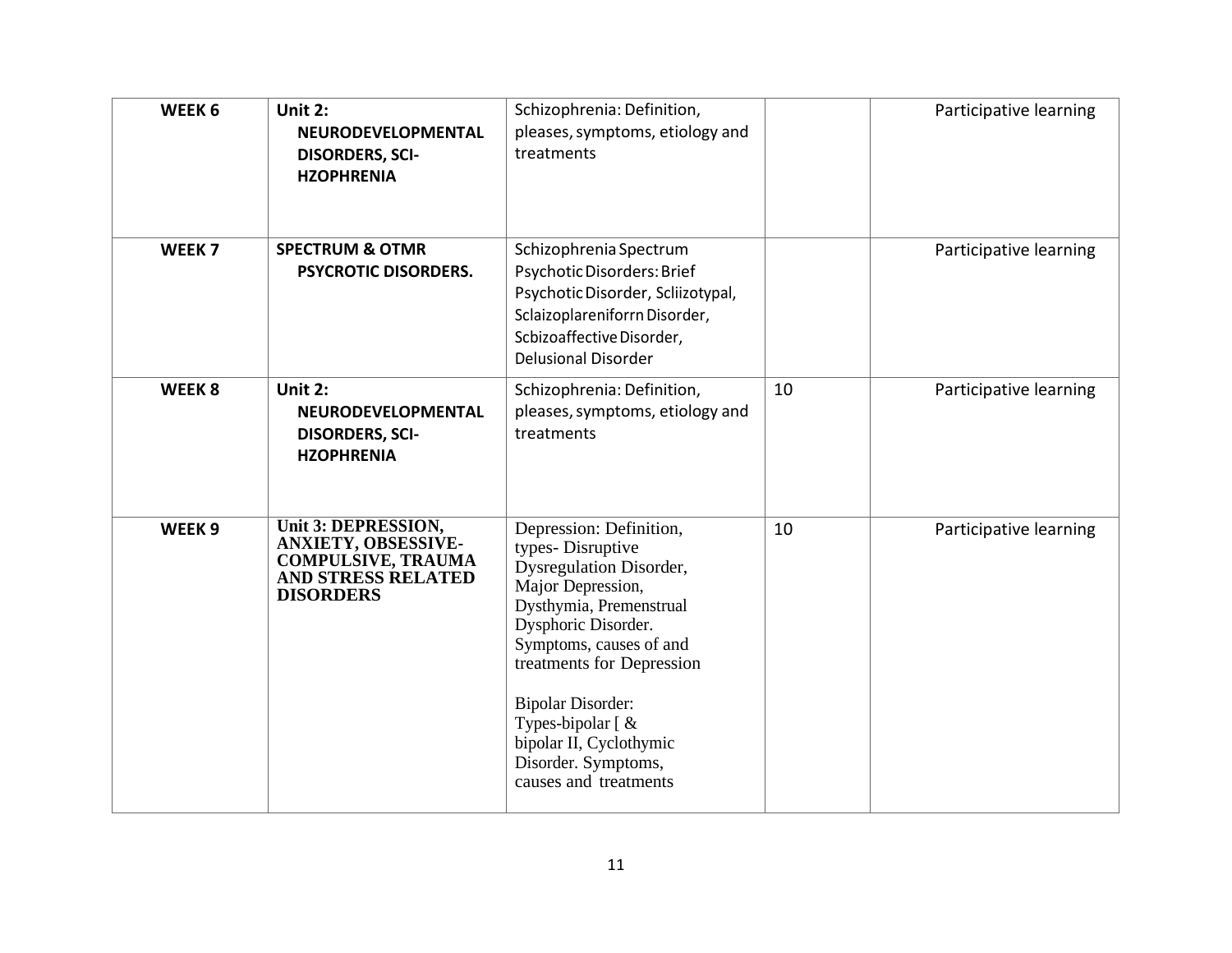| WEEK 6 | Unit 2: NEURODEVELOPMENTAL DISORDERS, SCI-HZOPHRENIA | Schizophrenia: Definition, pleases, symptoms, etiology and treatments | | Participative learning |
|---|---|---|---|---|
| WEEK 7 | SPECTRUM & OTMR PSYCROTIC DISORDERS. | Schizophrenia Spectrum Psychotic Disorders: Brief Psychotic Disorder, Scliizotypal, Sclaizoplareniforrn Disorder, Scbizoaffective Disorder, Delusional Disorder | | Participative learning |
| WEEK 8 | Unit 2: NEURODEVELOPMENTAL DISORDERS, SCI-HZOPHRENIA | Schizophrenia: Definition, pleases, symptoms, etiology and treatments | 10 | Participative learning |
| WEEK 9 | Unit 3: DEPRESSION, ANXIETY, OBSESSIVE-COMPULSIVE, TRAUMA AND STRESS RELATED DISORDERS | Depression: Definition, types- Disruptive Dysregulation Disorder, Major Depression, Dysthymia, Premenstrual Dysphoric Disorder. Symptoms, causes of and treatments for Depression<br><br>Bipolar Disorder: Types-bipolar [ & bipolar II, Cyclothymic Disorder. Symptoms, causes and treatments | 10 | Participative learning |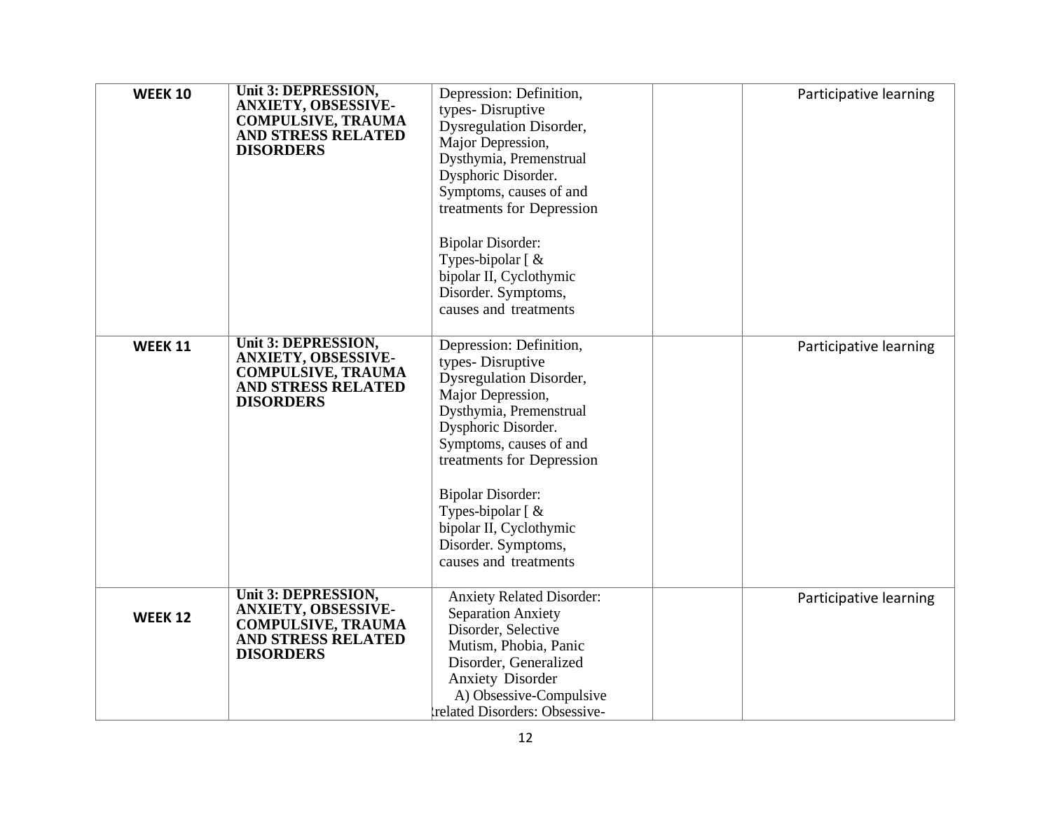| WEEK 10 | Unit 3: DEPRESSION, ANXIETY, OBSESSIVE-COMPULSIVE, TRAUMA AND STRESS RELATED DISORDERS | Depression: Definition, types- Disruptive Dysregulation Disorder, Major Depression, Dysthymia, Premenstrual Dysphoric Disorder. Symptoms, causes of and treatments for Depression<br><br>Bipolar Disorder: Types-bipolar [ & bipolar II, Cyclothymic Disorder. Symptoms, causes and treatments | | Participative learning |
|---|---|---|---|---|
| WEEK 11 | Unit 3: DEPRESSION, ANXIETY, OBSESSIVE-COMPULSIVE, TRAUMA AND STRESS RELATED DISORDERS | Depression: Definition, types- Disruptive Dysregulation Disorder, Major Depression, Dysthymia, Premenstrual Dysphoric Disorder. Symptoms, causes of and treatments for Depression<br><br>Bipolar Disorder: Types-bipolar [ & bipolar II, Cyclothymic Disorder. Symptoms, causes and treatments | | Participative learning |
| WEEK 12 | Unit 3: DEPRESSION, ANXIETY, OBSESSIVE-COMPULSIVE, TRAUMA AND STRESS RELATED DISORDERS | Anxiety Related Disorder: Separation Anxiety Disorder, Selective Mutism, Phobia, Panic Disorder, Generalized Anxiety Disorder<br>A) Obsessive-Compulsive related Disorders: Obsessive- | | Participative learning |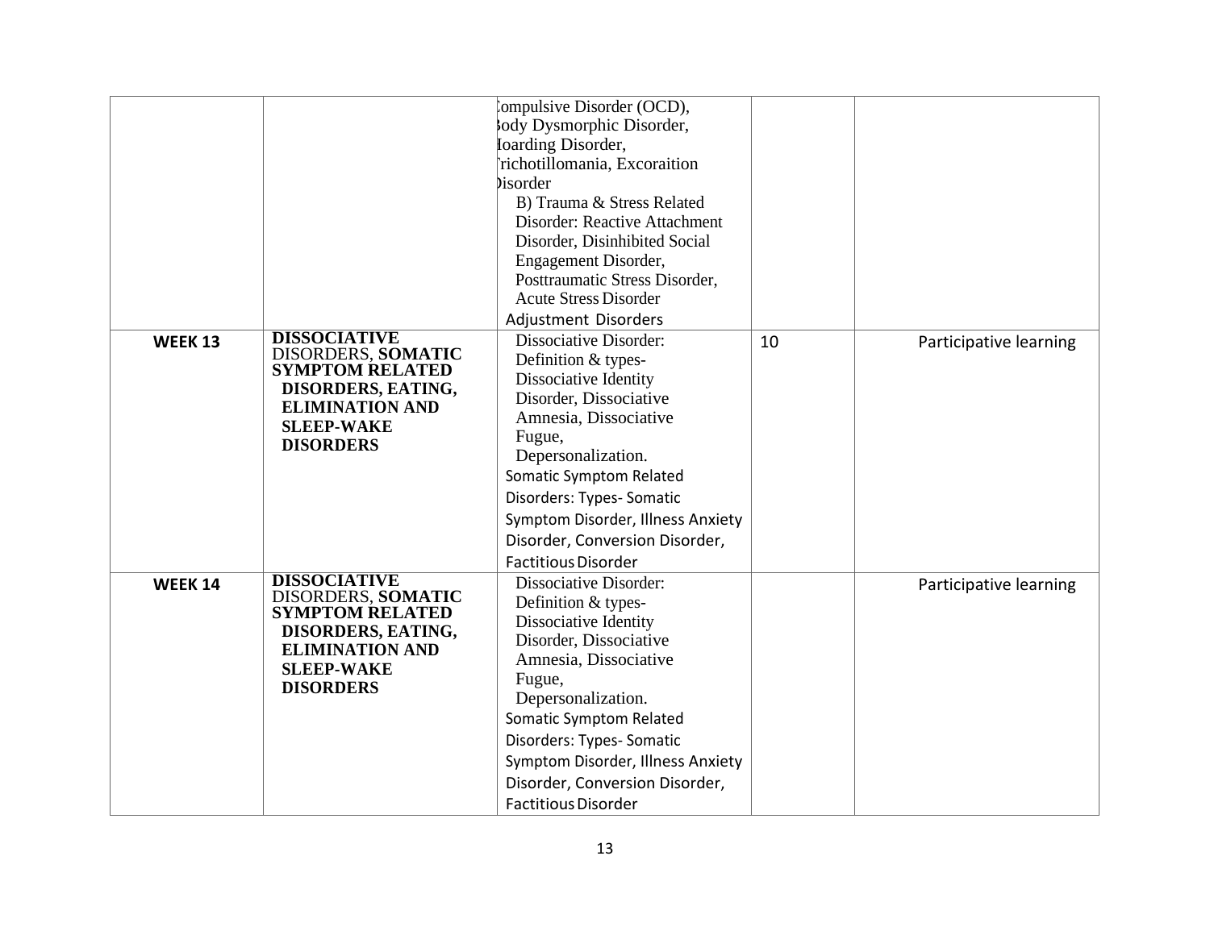| | | | | |
|---|---|---|---|---|
| | | Compulsive Disorder (OCD), Body Dysmorphic Disorder, Hoarding Disorder, Trichotillomania, Excoraition Disorder<br>B) Trauma & Stress Related Disorder: Reactive Attachment Disorder, Disinhibited Social Engagement Disorder, Posttraumatic Stress Disorder, Acute Stress Disorder<br>Adjustment Disorders | | |
| **WEEK 13** | **DISSOCIATIVE** DISORDERS, **SOMATIC SYMPTOM RELATED DISORDERS, EATING, ELIMINATION AND SLEEP-WAKE DISORDERS** | Dissociative Disorder: Definition & types- Dissociative Identity Disorder, Dissociative Amnesia, Dissociative Fugue, Depersonalization.<br>Somatic Symptom Related Disorders: Types- Somatic Symptom Disorder, Illness Anxiety Disorder, Conversion Disorder, Factitious Disorder | 10 | Participative learning |
| **WEEK 14** | **DISSOCIATIVE** DISORDERS, **SOMATIC SYMPTOM RELATED DISORDERS, EATING, ELIMINATION AND SLEEP-WAKE DISORDERS** | Dissociative Disorder: Definition & types- Dissociative Identity Disorder, Dissociative Amnesia, Dissociative Fugue, Depersonalization.<br>Somatic Symptom Related Disorders: Types- Somatic Symptom Disorder, Illness Anxiety Disorder, Conversion Disorder, Factitious Disorder | | Participative learning |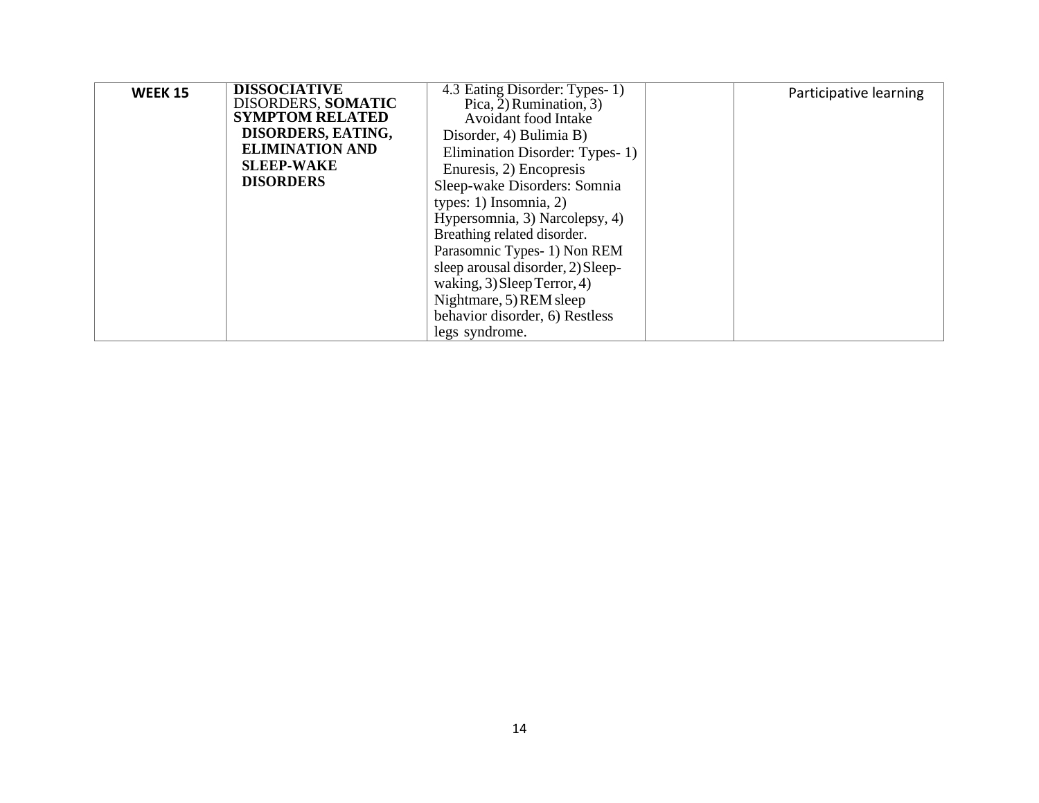| | | | | |
|---|---|---|---|---|
| **WEEK 15** | **DISSOCIATIVE** DISORDERS, **SOMATIC SYMPTOM RELATED DISORDERS, EATING, ELIMINATION AND SLEEP-WAKE DISORDERS** | 4.3 Eating Disorder: Types- 1) Pica, 2) Rumination, 3) Avoidant food Intake Disorder, 4) Bulimia B) Elimination Disorder: Types- 1) Enuresis, 2) Encopresis Sleep-wake Disorders: Somnia types: 1) Insomnia, 2) Hypersomnia, 3) Narcolepsy, 4) Breathing related disorder. Parasomnic Types- 1) Non REM sleep arousal disorder, 2) Sleep-waking, 3) Sleep Terror, 4) Nightmare, 5) REM sleep behavior disorder, 6) Restless legs syndrome. | | Participative learning |